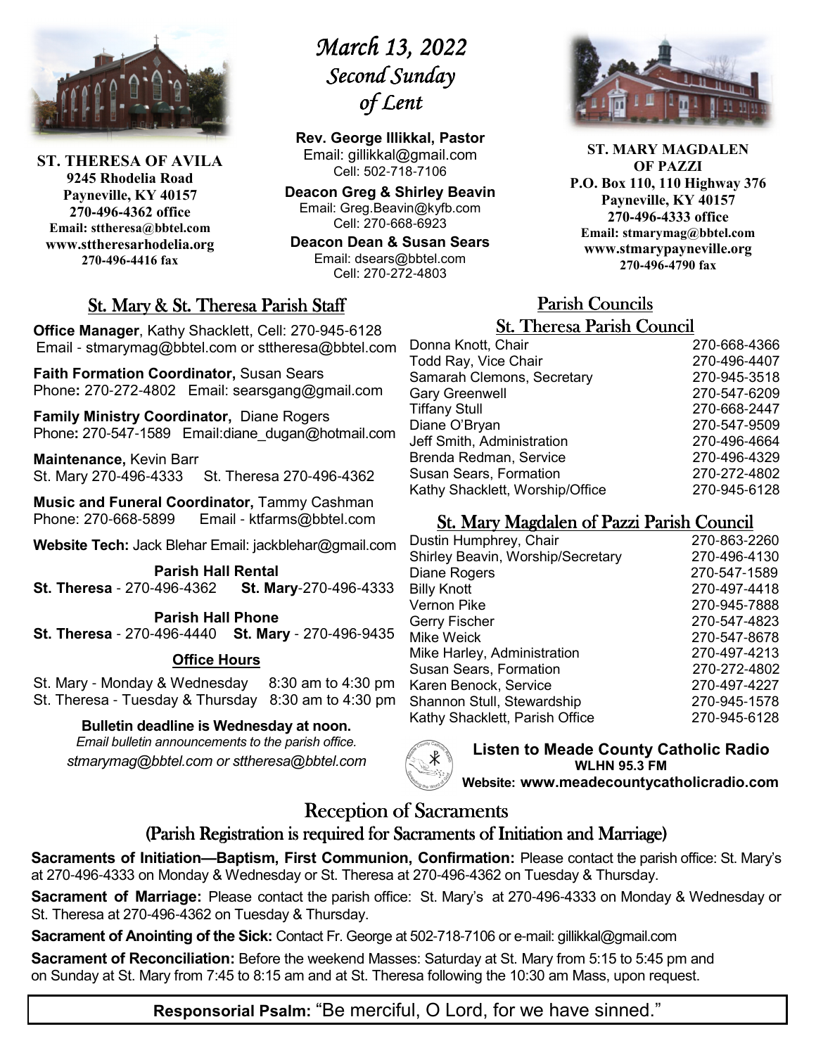**ST. THERESA OF AVILA**
**9245 Rhodelia Road**
**Payneville, KY 40157**
**270-496-4362 office**
**Email: sttheresa@bbtel.com**
**www.sttheresarhodelia.org**
**270-496-4416 fax**

# *March 13, 2022*
# *Second Sunday of Lent*

**Rev. George Illikkal, Pastor**
Email: gillikkal@gmail.com
Cell: 502-718-7106

**Deacon Greg & Shirley Beavin**
Email: Greg.Beavin@kyfb.com
Cell: 270-668-6923

**Deacon Dean & Susan Sears**
Email: dsears@bbtel.com
Cell: 270-272-4803

**ST. MARY MAGDALEN OF PAZZI**
**P.O. Box 110, 110 Highway 376**
**Payneville, KY 40157**
**270-496-4333 office**
**Email: stmarymag@bbtel.com**
**www.stmarypayneville.org**
**270-496-4790 fax**

## St. Mary & St. Theresa Parish Staff

**Office Manager**, Kathy Shacklett, Cell: 270-945-6128
Email - stmarymag@bbtel.com or sttheresa@bbtel.com

**Faith Formation Coordinator,** Susan Sears
Phone**:** 270-272-4802 Email: searsgang@gmail.com

**Family Ministry Coordinator,** Diane Rogers
Phone**:** 270-547-1589 Email:diane_dugan@hotmail.com

**Maintenance,** Kevin Barr
St. Mary 270-496-4333 St. Theresa 270-496-4362

**Music and Funeral Coordinator,** Tammy Cashman
Phone: 270-668-5899 Email - ktfarms@bbtel.com

**Website Tech:** Jack Blehar Email: jackblehar@gmail.com

**Parish Hall Rental**
**St. Theresa** - 270-496-4362 **St. Mary**-270-496-4333

**Parish Hall Phone**
**St. Theresa** - 270-496-4440 **St. Mary** - 270-496-9435

**Office Hours**

St. Mary - Monday & Wednesday 8:30 am to 4:30 pm
St. Theresa - Tuesday & Thursday 8:30 am to 4:30 pm

**Bulletin deadline is Wednesday at noon.**
*Email bulletin announcements to the parish office.*
*stmarymag@bbtel.com or sttheresa@bbtel.com*

## Parish Councils

### St. Theresa Parish Council

| | |
|---|---|
| Donna Knott, Chair | 270-668-4366 |
| Todd Ray, Vice Chair | 270-496-4407 |
| Samarah Clemons, Secretary | 270-945-3518 |
| Gary Greenwell | 270-547-6209 |
| Tiffany Stull | 270-668-2447 |
| Diane O'Bryan | 270-547-9509 |
| Jeff Smith, Administration | 270-496-4664 |
| Brenda Redman, Service | 270-496-4329 |
| Susan Sears, Formation | 270-272-4802 |
| Kathy Shacklett, Worship/Office | 270-945-6128 |

### St. Mary Magdalen of Pazzi Parish Council

| | |
|---|---|
| Dustin Humphrey, Chair | 270-863-2260 |
| Shirley Beavin, Worship/Secretary | 270-496-4130 |
| Diane Rogers | 270-547-1589 |
| Billy Knott | 270-497-4418 |
| Vernon Pike | 270-945-7888 |
| Gerry Fischer | 270-547-4823 |
| Mike Weick | 270-547-8678 |
| Mike Harley, Administration | 270-497-4213 |
| Susan Sears, Formation | 270-272-4802 |
| Karen Benock, Service | 270-497-4227 |
| Shannon Stull, Stewardship | 270-945-1578 |
| Kathy Shacklett, Parish Office | 270-945-6128 |

**Listen to Meade County Catholic Radio**
**WLHN 95.3 FM**
**Website: www.meadecountycatholicradio.com**

## Reception of Sacraments

### (Parish Registration is required for Sacraments of Initiation and Marriage)

**Sacraments of Initiation—Baptism, First Communion, Confirmation:** Please contact the parish office: St. Mary's at 270-496-4333 on Monday & Wednesday or St. Theresa at 270-496-4362 on Tuesday & Thursday.

**Sacrament of Marriage:** Please contact the parish office: St. Mary's at 270-496-4333 on Monday & Wednesday or St. Theresa at 270-496-4362 on Tuesday & Thursday.

**Sacrament of Anointing of the Sick:** Contact Fr. George at 502-718-7106 or e-mail: gillikkal@gmail.com

**Sacrament of Reconciliation:** Before the weekend Masses: Saturday at St. Mary from 5:15 to 5:45 pm and on Sunday at St. Mary from 7:45 to 8:15 am and at St. Theresa following the 10:30 am Mass, upon request.

**Responsorial Psalm:** "Be merciful, O Lord, for we have sinned."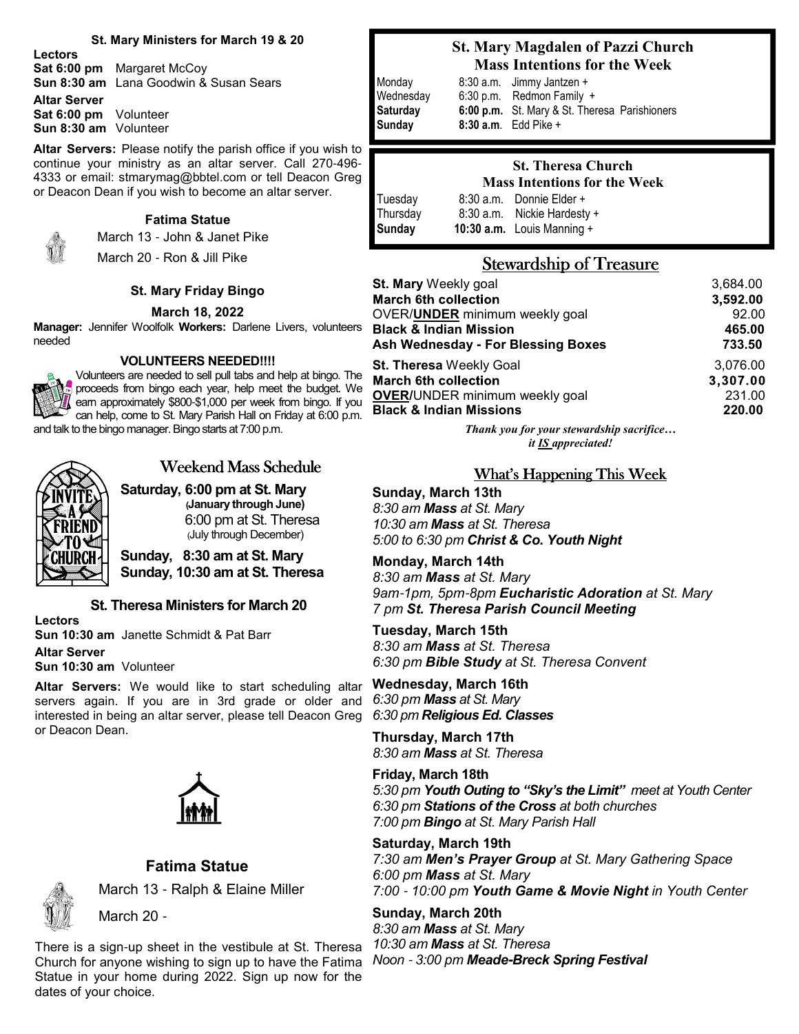### St. Mary Ministers for March 19 & 20

**Lectors**
**Sat 6:00 pm** Margaret McCoy
**Sun 8:30 am** Lana Goodwin & Susan Sears

**Altar Server**
**Sat 6:00 pm** Volunteer
**Sun 8:30 am** Volunteer

**Altar Servers:** Please notify the parish office if you wish to continue your ministry as an altar server. Call 270-496-4333 or email: stmarymag@bbtel.com or tell Deacon Greg or Deacon Dean if you wish to become an altar server.

### Fatima Statue

March 13 - John & Janet Pike
March 20 - Ron & Jill Pike

### St. Mary Friday Bingo

**March 18, 2022**

**Manager:** Jennifer Woolfolk **Workers:** Darlene Livers, volunteers needed

**VOLUNTEERS NEEDED!!!!**

Volunteers are needed to sell pull tabs and help at bingo. The proceeds from bingo each year, help meet the budget. We earn approximately $800-$1,000 per week from bingo. If you can help, come to St. Mary Parish Hall on Friday at 6:00 p.m. and talk to the bingo manager. Bingo starts at 7:00 p.m.

## Weekend Mass Schedule

INVITE A FRIEND TO CHURCH

**Saturday, 6:00 pm at St. Mary**
**(January through June)**
6:00 pm at St. Theresa
(July through December)

**Sunday, 8:30 am at St. Mary**
**Sunday, 10:30 am at St. Theresa**

### St. Theresa Ministers for March 20

**Lectors**
**Sun 10:30 am** Janette Schmidt & Pat Barr

**Altar Server**
**Sun 10:30 am** Volunteer

**Altar Servers:** We would like to start scheduling altar servers again. If you are in 3rd grade or older and interested in being an altar server, please tell Deacon Greg or Deacon Dean.

### Fatima Statue

March 13 - Ralph & Elaine Miller
March 20 -

There is a sign-up sheet in the vestibule at St. Theresa Church for anyone wishing to sign up to have the Fatima Statue in your home during 2022. Sign up now for the dates of your choice.

### St. Mary Magdalen of Pazzi Church
### Mass Intentions for the Week

| | | |
|---|---|---|
| Monday | 8:30 a.m. | Jimmy Jantzen + |
| Wednesday | 6:30 p.m. | Redmon Family + |
| **Saturday** | **6:00 p.m.** | St. Mary & St. Theresa Parishioners |
| **Sunday** | **8:30 a.m.** | Edd Pike + |

### St. Theresa Church
### Mass Intentions for the Week

| | | |
|---|---|---|
| Tuesday | 8:30 a.m. | Donnie Elder + |
| Thursday | 8:30 a.m. | Nickie Hardesty + |
| **Sunday** | **10:30 a.m.** | Louis Manning + |

## Stewardship of Treasure

| | |
|---|---|
| **St. Mary** Weekly goal | 3,684.00 |
| **March 6th collection** | **3,592.00** |
| OVER/**UNDER** minimum weekly goal | 92.00 |
| **Black & Indian Mission** | **465.00** |
| **Ash Wednesday - For Blessing Boxes** | **733.50** |
| **St. Theresa** Weekly Goal | 3,076.00 |
| **March 6th collection** | **3,307.00** |
| **OVER**/UNDER minimum weekly goal | 231.00 |
| **Black & Indian Missions** | **220.00** |

*Thank you for your stewardship sacrifice… it IS appreciated!*

## What's Happening This Week

**Sunday, March 13th**
*8:30 am **Mass** at St. Mary*
*10:30 am **Mass** at St. Theresa*
*5:00 to 6:30 pm **Christ & Co. Youth Night***

**Monday, March 14th**
*8:30 am **Mass** at St. Mary*
*9am-1pm, 5pm-8pm **Eucharistic Adoration** at St. Mary*
*7 pm **St. Theresa Parish Council Meeting***

**Tuesday, March 15th**
*8:30 am **Mass** at St. Theresa*
*6:30 pm **Bible Study** at St. Theresa Convent*

**Wednesday, March 16th**
*6:30 pm **Mass** at St. Mary*
*6:30 pm **Religious Ed. Classes***

**Thursday, March 17th**
*8:30 am **Mass** at St. Theresa*

**Friday, March 18th**
*5:30 pm **Youth Outing to "Sky's the Limit"** meet at Youth Center*
*6:30 pm **Stations of the Cross** at both churches*
*7:00 pm **Bingo** at St. Mary Parish Hall*

**Saturday, March 19th**
*7:30 am **Men's Prayer Group** at St. Mary Gathering Space*
*6:00 pm **Mass** at St. Mary*
*7:00 - 10:00 pm **Youth Game & Movie Night** in Youth Center*

**Sunday, March 20th**
*8:30 am **Mass** at St. Mary*
*10:30 am **Mass** at St. Theresa*
*Noon - 3:00 pm **Meade-Breck Spring Festival***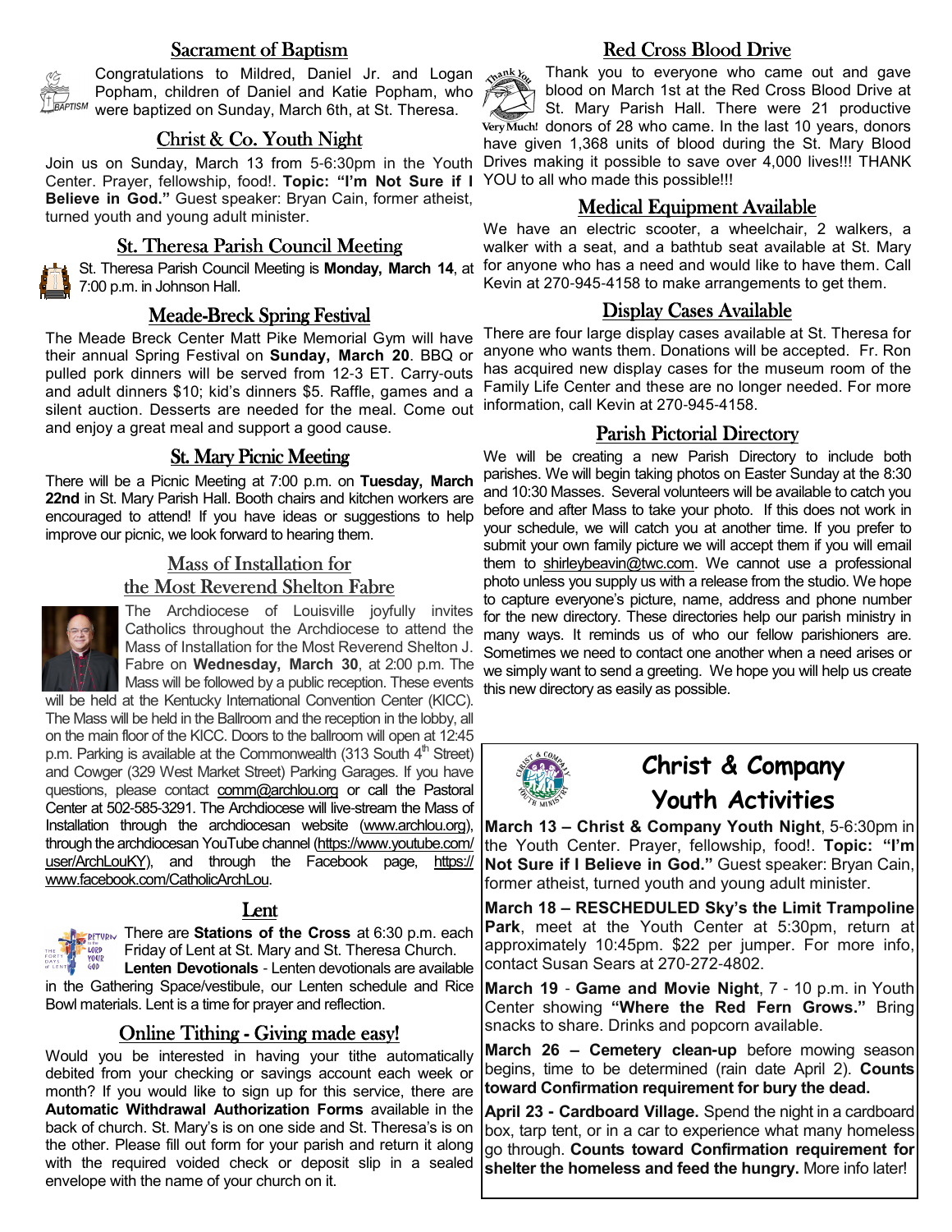## Sacrament of Baptism

Congratulations to Mildred, Daniel Jr. and Logan Popham, children of Daniel and Katie Popham, who were baptized on Sunday, March 6th, at St. Theresa.

## Christ & Co. Youth Night

Join us on Sunday, March 13 from 5-6:30pm in the Youth Center. Prayer, fellowship, food!. **Topic: "I'm Not Sure if I Believe in God."** Guest speaker: Bryan Cain, former atheist, turned youth and young adult minister.

## St. Theresa Parish Council Meeting

St. Theresa Parish Council Meeting is **Monday, March 14**, at 7:00 p.m. in Johnson Hall.

## Meade-Breck Spring Festival

The Meade Breck Center Matt Pike Memorial Gym will have their annual Spring Festival on **Sunday, March 20**. BBQ or pulled pork dinners will be served from 12-3 ET. Carry-outs and adult dinners $10; kid's dinners $5. Raffle, games and a silent auction. Desserts are needed for the meal. Come out and enjoy a great meal and support a good cause.

## St. Mary Picnic Meeting

There will be a Picnic Meeting at 7:00 p.m. on **Tuesday, March 22nd** in St. Mary Parish Hall. Booth chairs and kitchen workers are encouraged to attend! If you have ideas or suggestions to help improve our picnic, we look forward to hearing them.

## Mass of Installation for the Most Reverend Shelton Fabre

The Archdiocese of Louisville joyfully invites Catholics throughout the Archdiocese to attend the Mass of Installation for the Most Reverend Shelton J. Fabre on **Wednesday, March 30**, at 2:00 p.m. The Mass will be followed by a public reception. These events will be held at the Kentucky International Convention Center (KICC). The Mass will be held in the Ballroom and the reception in the lobby, all on the main floor of the KICC. Doors to the ballroom will open at 12:45 p.m. Parking is available at the Commonwealth (313 South 4th Street) and Cowger (329 West Market Street) Parking Garages. If you have questions, please contact comm@archlou.org or call the Pastoral Center at 502-585-3291. The Archdiocese will live-stream the Mass of Installation through the archdiocesan website (www.archlou.org), through the archdiocesan YouTube channel (https://www.youtube.com/user/ArchLouKY), and through the Facebook page, https://www.facebook.com/CatholicArchLou.

## Lent

There are **Stations of the Cross** at 6:30 p.m. each Friday of Lent at St. Mary and St. Theresa Church.

**Lenten Devotionals** - Lenten devotionals are available in the Gathering Space/vestibule, our Lenten schedule and Rice Bowl materials. Lent is a time for prayer and reflection.

## Online Tithing - Giving made easy!

Would you be interested in having your tithe automatically debited from your checking or savings account each week or month? If you would like to sign up for this service, there are **Automatic Withdrawal Authorization Forms** available in the back of church. St. Mary's is on one side and St. Theresa's is on the other. Please fill out form for your parish and return it along with the required voided check or deposit slip in a sealed envelope with the name of your church on it.

## Red Cross Blood Drive

Thank you to everyone who came out and gave blood on March 1st at the Red Cross Blood Drive at St. Mary Parish Hall. There were 21 productive donors of 28 who came. In the last 10 years, donors have given 1,368 units of blood during the St. Mary Blood Drives making it possible to save over 4,000 lives!!! THANK YOU to all who made this possible!!!

## Medical Equipment Available

We have an electric scooter, a wheelchair, 2 walkers, a walker with a seat, and a bathtub seat available at St. Mary for anyone who has a need and would like to have them. Call Kevin at 270-945-4158 to make arrangements to get them.

## Display Cases Available

There are four large display cases available at St. Theresa for anyone who wants them. Donations will be accepted. Fr. Ron has acquired new display cases for the museum room of the Family Life Center and these are no longer needed. For more information, call Kevin at 270-945-4158.

## Parish Pictorial Directory

We will be creating a new Parish Directory to include both parishes. We will begin taking photos on Easter Sunday at the 8:30 and 10:30 Masses. Several volunteers will be available to catch you before and after Mass to take your photo. If this does not work in your schedule, we will catch you at another time. If you prefer to submit your own family picture we will accept them if you will email them to shirleybeavin@twc.com. We cannot use a professional photo unless you supply us with a release from the studio. We hope to capture everyone's picture, name, address and phone number for the new directory. These directories help our parish ministry in many ways. It reminds us of who our fellow parishioners are. Sometimes we need to contact one another when a need arises or we simply want to send a greeting. We hope you will help us create this new directory as easily as possible.

## Christ & Company Youth Activities

**March 13 – Christ & Company Youth Night**, 5-6:30pm in the Youth Center. Prayer, fellowship, food!. **Topic: "I'm Not Sure if I Believe in God."** Guest speaker: Bryan Cain, former atheist, turned youth and young adult minister.

**March 18 – RESCHEDULED Sky's the Limit Trampoline Park**, meet at the Youth Center at 5:30pm, return at approximately 10:45pm. $22 per jumper. For more info, contact Susan Sears at 270-272-4802.

**March 19** - **Game and Movie Night**, 7 - 10 p.m. in Youth Center showing **"Where the Red Fern Grows."** Bring snacks to share. Drinks and popcorn available.

**March 26 – Cemetery clean-up** before mowing season begins, time to be determined (rain date April 2). **Counts toward Confirmation requirement for bury the dead.**

**April 23 - Cardboard Village.** Spend the night in a cardboard box, tarp tent, or in a car to experience what many homeless go through. **Counts toward Confirmation requirement for shelter the homeless and feed the hungry.** More info later!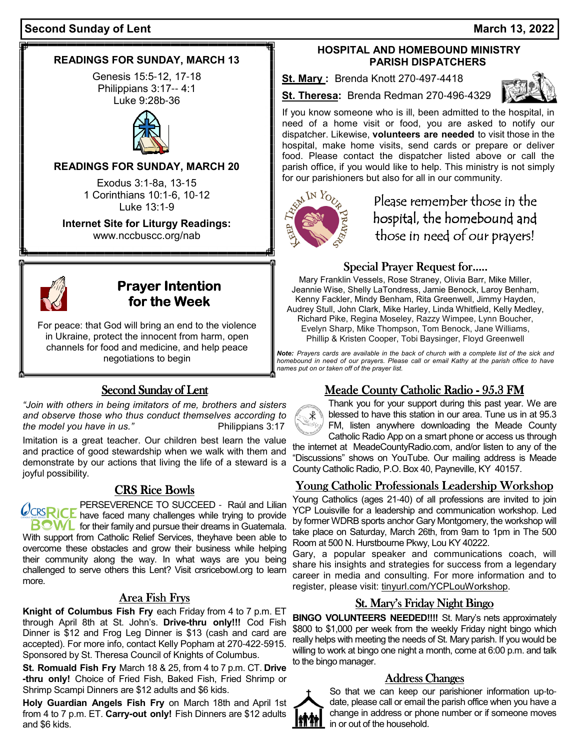Second Sunday of Lent March 13, 2022

## READINGS FOR SUNDAY, MARCH 13

Genesis 15:5-12, 17-18
Philippians 3:17-- 4:1
Luke 9:28b-36

## READINGS FOR SUNDAY, MARCH 20

Exodus 3:1-8a, 13-15
1 Corinthians 10:1-6, 10-12
Luke 13:1-9

**Internet Site for Liturgy Readings:**
www.nccbuscc.org/nab

## Prayer Intention for the Week

For peace: that God will bring an end to the violence in Ukraine, protect the innocent from harm, open channels for food and medicine, and help peace negotiations to begin

## Second Sunday of Lent

*"Join with others in being imitators of me, brothers and sisters and observe those who thus conduct themselves according to the model you have in us."* Philippians 3:17

Imitation is a great teacher. Our children best learn the value and practice of good stewardship when we walk with them and demonstrate by our actions that living the life of a steward is a joyful possibility.

## CRS Rice Bowls

PERSEVERENCE TO SUCCEED - Raúl and Lilian have faced many challenges while trying to provide for their family and pursue their dreams in Guatemala. With support from Catholic Relief Services, theyhave been able to overcome these obstacles and grow their business while helping their community along the way. In what ways are you being challenged to serve others this Lent? Visit crsricebowl.org to learn more.

## Area Fish Frys

**Knight of Columbus Fish Fry** each Friday from 4 to 7 p.m. ET through April 8th at St. John's. **Drive-thru only!!!** Cod Fish Dinner is $12 and Frog Leg Dinner is $13 (cash and card are accepted). For more info, contact Kelly Popham at 270-422-5915. Sponsored by St. Theresa Council of Knights of Columbus.

**St. Romuald Fish Fry** March 18 & 25, from 4 to 7 p.m. CT. **Drive-thru only!** Choice of Fried Fish, Baked Fish, Fried Shrimp or Shrimp Scampi Dinners are $12 adults and $6 kids.

**Holy Guardian Angels Fish Fry** on March 18th and April 1st from 4 to 7 p.m. ET. **Carry-out only!** Fish Dinners are $12 adults and $6 kids.

## HOSPITAL AND HOMEBOUND MINISTRY PARISH DISPATCHERS

**St. Mary :** Brenda Knott 270-497-4418

**St. Theresa:** Brenda Redman 270-496-4329

If you know someone who is ill, been admitted to the hospital, in need of a home visit or food, you are asked to notify our dispatcher. Likewise, **volunteers are needed** to visit those in the hospital, make home visits, send cards or prepare or deliver food. Please contact the dispatcher listed above or call the parish office, if you would like to help. This ministry is not simply for our parishioners but also for all in our community.

Keep Them In Your Prayers

Please remember those in the hospital, the homebound and those in need of our prayers!

## Special Prayer Request for.....

Mary Franklin Vessels, Rose Straney, Olivia Barr, Mike Miller, Jeannie Wise, Shelly LaTondress, Jamie Benock, Laroy Benham, Kenny Fackler, Mindy Benham, Rita Greenwell, Jimmy Hayden, Audrey Stull, John Clark, Mike Harley, Linda Whitfield, Kelly Medley, Richard Pike, Regina Moseley, Razzy Wimpee, Lynn Boucher, Evelyn Sharp, Mike Thompson, Tom Benock, Jane Williams, Phillip & Kristen Cooper, Tobi Baysinger, Floyd Greenwell

***Note:*** *Prayers cards are available in the back of church with a complete list of the sick and homebound in need of our prayers. Please call or email Kathy at the parish office to have names put on or taken off of the prayer list.*

## Meade County Catholic Radio - 95.3 FM

Thank you for your support during this past year. We are blessed to have this station in our area. Tune us in at 95.3 FM, listen anywhere downloading the Meade County Catholic Radio App on a smart phone or access us through the internet at MeadeCountyRadio.com, and/or listen to any of the "Discussions" shows on YouTube. Our mailing address is Meade County Catholic Radio, P.O. Box 40, Payneville, KY 40157.

## Young Catholic Professionals Leadership Workshop

Young Catholics (ages 21-40) of all professions are invited to join YCP Louisville for a leadership and communication workshop. Led by former WDRB sports anchor Gary Montgomery, the workshop will take place on Saturday, March 26th, from 9am to 1pm in The 500 Room at 500 N. Hurstbourne Pkwy, Lou KY 40222.

Gary, a popular speaker and communications coach, will share his insights and strategies for success from a legendary career in media and consulting. For more information and to register, please visit: tinyurl.com/YCPLouWorkshop.

## St. Mary's Friday Night Bingo

**BINGO VOLUNTEERS NEEDED!!!!** St. Mary's nets approximately $800 to $1,000 per week from the weekly Friday night bingo which really helps with meeting the needs of St. Mary parish. If you would be willing to work at bingo one night a month, come at 6:00 p.m. and talk to the bingo manager.

## Address Changes

So that we can keep our parishioner information up-to-date, please call or email the parish office when you have a change in address or phone number or if someone moves in or out of the household.